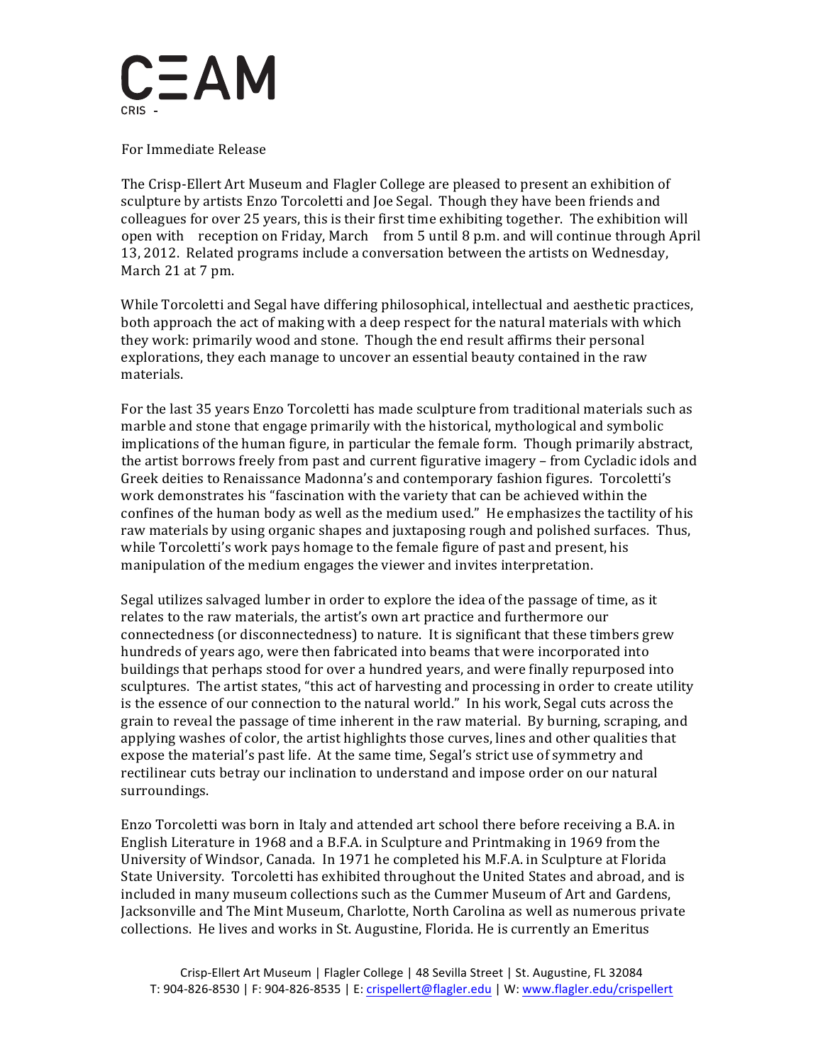C=AM

CRIS -

For Immediate Release

The Crisp-Ellert Art Museum and Flagler College are pleased to present an exhibition of sculpture by artists Enzo Torcoletti and Joe Segal. Though they have been friends and colleagues for over 25 years, this is their first time exhibiting together. The exhibition will open with reception on Friday, March from 5 until 8 p.m. and will continue through April 13, 2012. Related programs include a conversation between the artists on Wednesday, March 21 at 7 pm.

While Torcoletti and Segal have differing philosophical, intellectual and aesthetic practices, both approach the act of making with a deep respect for the natural materials with which they work: primarily wood and stone. Though the end result affirms their personal explorations, they each manage to uncover an essential beauty contained in the raw materials.

For the last 35 years Enzo Torcoletti has made sculpture from traditional materials such as marble and stone that engage primarily with the historical, mythological and symbolic implications of the human figure, in particular the female form. Though primarily abstract, the artist borrows freely from past and current figurative imagery – from Cycladic idols and Greek deities to Renaissance Madonna's and contemporary fashion figures. Torcoletti's work demonstrates his "fascination with the variety that can be achieved within the confines of the human body as well as the medium used." He emphasizes the tactility of his raw materials by using organic shapes and juxtaposing rough and polished surfaces. Thus, while Torcoletti's work pays homage to the female figure of past and present, his manipulation of the medium engages the viewer and invites interpretation.

Segal utilizes salvaged lumber in order to explore the idea of the passage of time, as it relates to the raw materials, the artist's own art practice and furthermore our connectedness (or disconnectedness) to nature. It is significant that these timbers grew hundreds of years ago, were then fabricated into beams that were incorporated into buildings that perhaps stood for over a hundred years, and were finally repurposed into sculptures. The artist states, "this act of harvesting and processing in order to create utility is the essence of our connection to the natural world." In his work, Segal cuts across the grain to reveal the passage of time inherent in the raw material. By burning, scraping, and applying washes of color, the artist highlights those curves, lines and other qualities that expose the material's past life. At the same time, Segal's strict use of symmetry and rectilinear cuts betray our inclination to understand and impose order on our natural surroundings.

Enzo Torcoletti was born in Italy and attended art school there before receiving a B.A. in English Literature in 1968 and a B.F.A. in Sculpture and Printmaking in 1969 from the University of Windsor, Canada. In 1971 he completed his M.F.A. in Sculpture at Florida State University. Torcoletti has exhibited throughout the United States and abroad, and is included in many museum collections such as the Cummer Museum of Art and Gardens, Jacksonville and The Mint Museum, Charlotte, North Carolina as well as numerous private collections. He lives and works in St. Augustine, Florida. He is currently an Emeritus

Crisp-Ellert Art Museum | Flagler College | 48 Sevilla Street | St. Augustine, FL 32084
T: 904-826-8530 | F: 904-826-8535 | E: crispellert@flagler.edu | W: www.flagler.edu/crispellert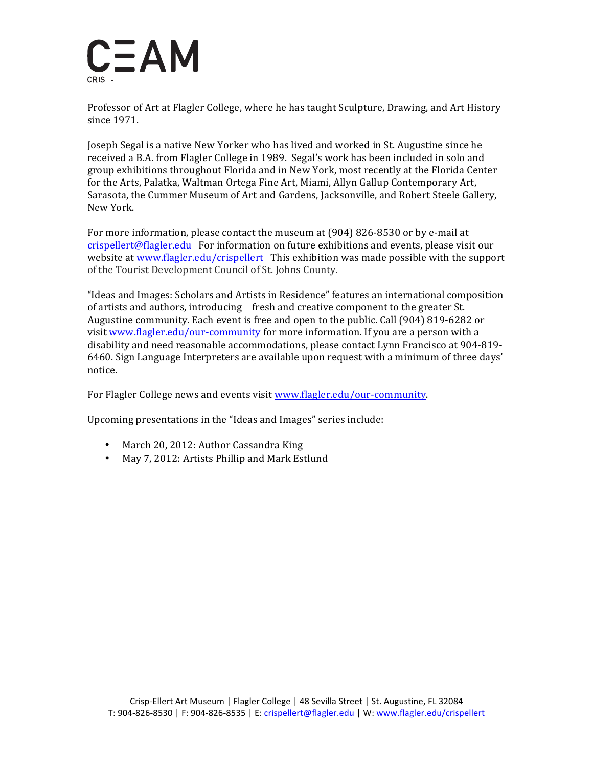Professor of Art at Flagler College, where he has taught Sculpture, Drawing, and Art History since 1971.

Joseph Segal is a native New Yorker who has lived and worked in St. Augustine since he received a B.A. from Flagler College in 1989. Segal's work has been included in solo and group exhibitions throughout Florida and in New York, most recently at the Florida Center for the Arts, Palatka, Waltman Ortega Fine Art, Miami, Allyn Gallup Contemporary Art, Sarasota, the Cummer Museum of Art and Gardens, Jacksonville, and Robert Steele Gallery, New York.

For more information, please contact the museum at (904) 826-8530 or by e-mail at crispellert@flagler.edu For information on future exhibitions and events, please visit our website at www.flagler.edu/crispellert This exhibition was made possible with the support of the Tourist Development Council of St. Johns County.

"Ideas and Images: Scholars and Artists in Residence" features an international composition of artists and authors, introducing fresh and creative component to the greater St. Augustine community. Each event is free and open to the public. Call (904) 819-6282 or visit www.flagler.edu/our-community for more information. If you are a person with a disability and need reasonable accommodations, please contact Lynn Francisco at 904-819-6460. Sign Language Interpreters are available upon request with a minimum of three days' notice.

For Flagler College news and events visit www.flagler.edu/our-community.

Upcoming presentations in the "Ideas and Images" series include:

- March 20, 2012: Author Cassandra King
- May 7, 2012: Artists Phillip and Mark Estlund